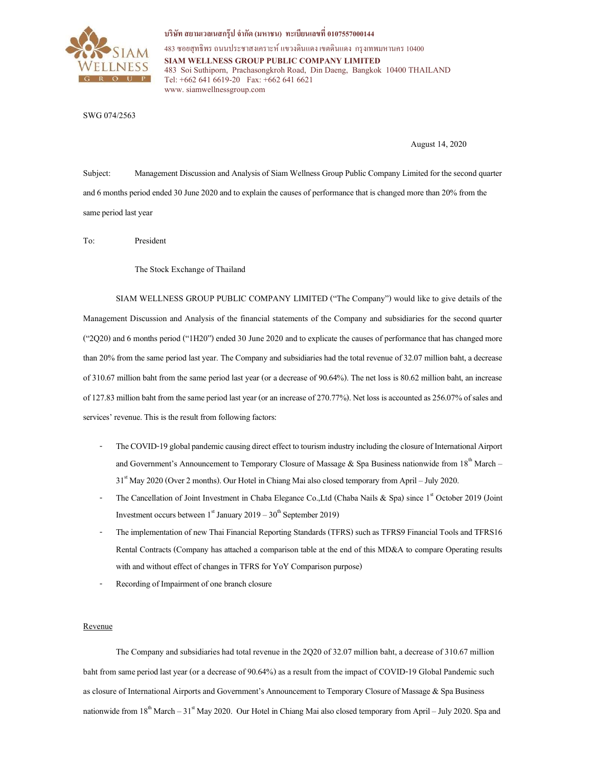บริษัท สยามเวลเนสกรุ๊ป จำกัด (มหาชน) ทะเบียนเลขที่ 0107557000144

483 ซอยสุทธิพร ถนนประชาสงเคราะห์ แขวงดินแดง เขตดินแดง กรุงเทพมหานคร 10400

**SIAM WELLNESS GROUP PUBLIC COMPANY LIMITED**

483 Soi Suthiporn, Prachasongkroh Road, Din Daeng, Bangkok 10400 THAILAND

Tel: +662 641 6619-20 Fax: +662 641 6621

www. siamwellnessgroup.com

SWG 074/2563

August 14, 2020

Subject: Management Discussion and Analysis of Siam Wellness Group Public Company Limited for the second quarter and 6 months period ended 30 June 2020 and to explain the causes of performance that is changed more than 20% from the same period last year

To: President

The Stock Exchange of Thailand

SIAM WELLNESS GROUP PUBLIC COMPANY LIMITED ("The Company") would like to give details of the Management Discussion and Analysis of the financial statements of the Company and subsidiaries for the second quarter ("2Q20) and 6 months period ("1H20") ended 30 June 2020 and to explicate the causes of performance that has changed more than 20% from the same period last year. The Company and subsidiaries had the total revenue of 32.07 million baht, a decrease of 310.67 million baht from the same period last year (or a decrease of 90.64%). The net loss is 80.62 million baht, an increase of 127.83 million baht from the same period last year (or an increase of 270.77%). Net loss is accounted as 256.07% of sales and services' revenue. This is the result from following factors:

- The COVID-19 global pandemic causing direct effect to tourism industry including the closure of International Airport and Government's Announcement to Temporary Closure of Massage & Spa Business nationwide from 18th March – 31st May 2020 (Over 2 months). Our Hotel in Chiang Mai also closed temporary from April – July 2020.
- The Cancellation of Joint Investment in Chaba Elegance Co.,Ltd (Chaba Nails & Spa) since 1st October 2019 (Joint Investment occurs between 1st January 2019 – 30th September 2019)
- The implementation of new Thai Financial Reporting Standards (TFRS) such as TFRS9 Financial Tools and TFRS16 Rental Contracts (Company has attached a comparison table at the end of this MD&A to compare Operating results with and without effect of changes in TFRS for YoY Comparison purpose)
- Recording of Impairment of one branch closure

## Revenue

The Company and subsidiaries had total revenue in the 2Q20 of 32.07 million baht, a decrease of 310.67 million baht from same period last year (or a decrease of 90.64%) as a result from the impact of COVID-19 Global Pandemic such as closure of International Airports and Government's Announcement to Temporary Closure of Massage & Spa Business nationwide from 18th March – 31st May 2020. Our Hotel in Chiang Mai also closed temporary from April – July 2020. Spa and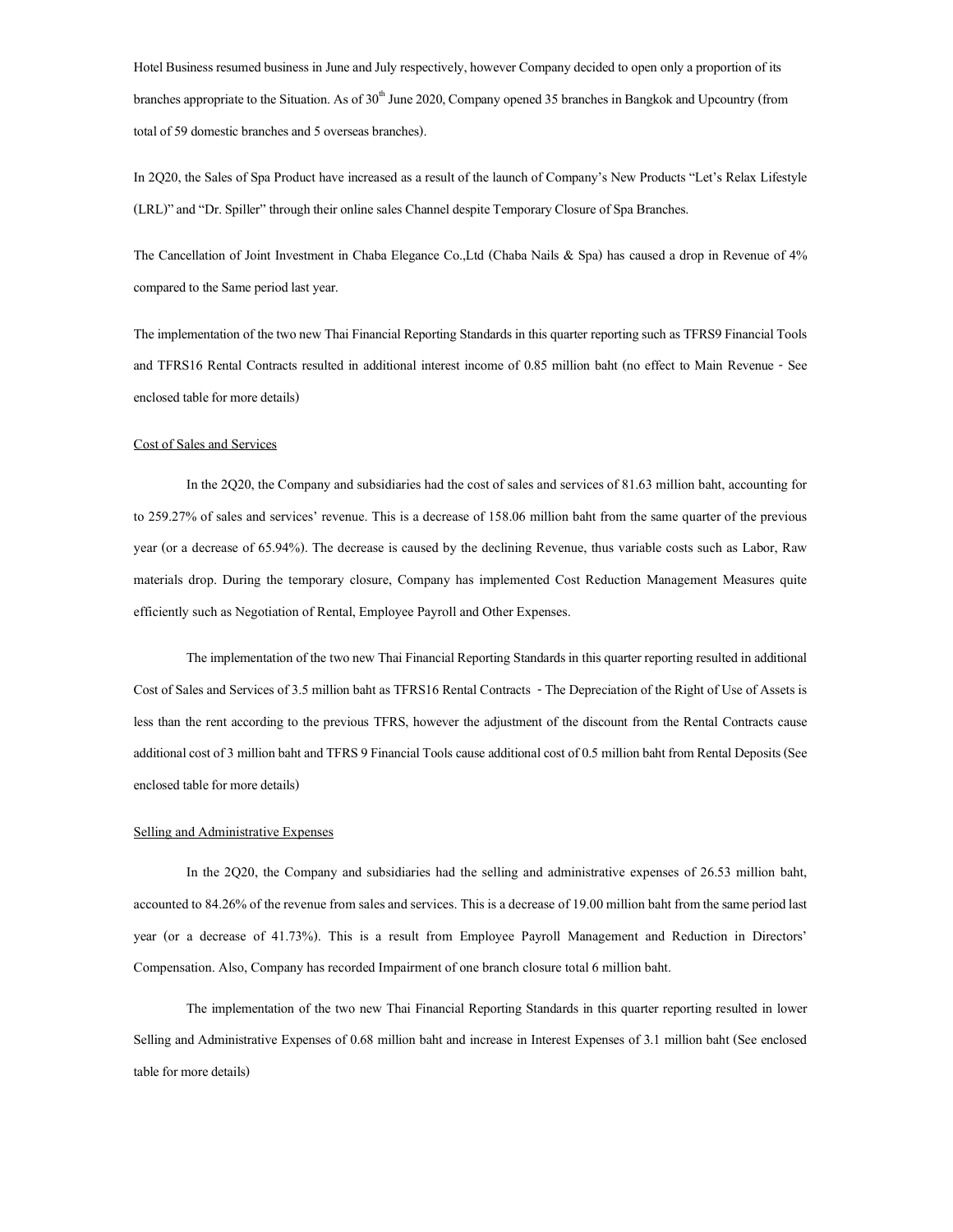Hotel Business resumed business in June and July respectively, however Company decided to open only a proportion of its branches appropriate to the Situation. As of 30th June 2020, Company opened 35 branches in Bangkok and Upcountry (from total of 59 domestic branches and 5 overseas branches).

In 2Q20, the Sales of Spa Product have increased as a result of the launch of Company's New Products "Let's Relax Lifestyle (LRL)" and "Dr. Spiller" through their online sales Channel despite Temporary Closure of Spa Branches.

The Cancellation of Joint Investment in Chaba Elegance Co.,Ltd (Chaba Nails & Spa) has caused a drop in Revenue of 4% compared to the Same period last year.

The implementation of the two new Thai Financial Reporting Standards in this quarter reporting such as TFRS9 Financial Tools and TFRS16 Rental Contracts resulted in additional interest income of 0.85 million baht (no effect to Main Revenue - See enclosed table for more details)

Cost of Sales and Services

In the 2Q20, the Company and subsidiaries had the cost of sales and services of 81.63 million baht, accounting for to 259.27% of sales and services' revenue. This is a decrease of 158.06 million baht from the same quarter of the previous year (or a decrease of 65.94%). The decrease is caused by the declining Revenue, thus variable costs such as Labor, Raw materials drop. During the temporary closure, Company has implemented Cost Reduction Management Measures quite efficiently such as Negotiation of Rental, Employee Payroll and Other Expenses.

The implementation of the two new Thai Financial Reporting Standards in this quarter reporting resulted in additional Cost of Sales and Services of 3.5 million baht as TFRS16 Rental Contracts - The Depreciation of the Right of Use of Assets is less than the rent according to the previous TFRS, however the adjustment of the discount from the Rental Contracts cause additional cost of 3 million baht and TFRS 9 Financial Tools cause additional cost of 0.5 million baht from Rental Deposits (See enclosed table for more details)

Selling and Administrative Expenses

In the 2Q20, the Company and subsidiaries had the selling and administrative expenses of 26.53 million baht, accounted to 84.26% of the revenue from sales and services. This is a decrease of 19.00 million baht from the same period last year (or a decrease of 41.73%). This is a result from Employee Payroll Management and Reduction in Directors' Compensation. Also, Company has recorded Impairment of one branch closure total 6 million baht.

The implementation of the two new Thai Financial Reporting Standards in this quarter reporting resulted in lower Selling and Administrative Expenses of 0.68 million baht and increase in Interest Expenses of 3.1 million baht (See enclosed table for more details)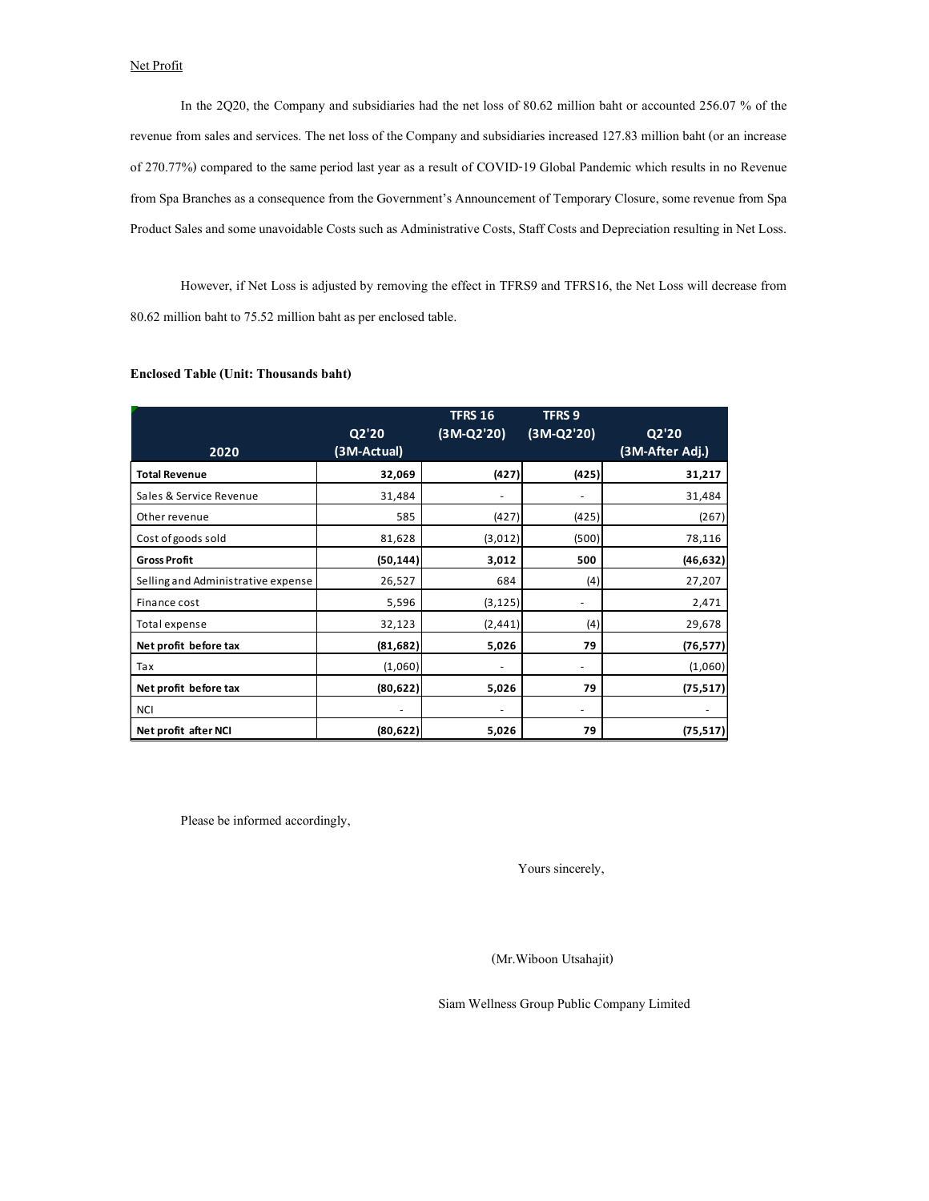Net Profit

In the 2Q20, the Company and subsidiaries had the net loss of 80.62 million baht or accounted 256.07 % of the revenue from sales and services. The net loss of the Company and subsidiaries increased 127.83 million baht (or an increase of 270.77%) compared to the same period last year as a result of COVID-19 Global Pandemic which results in no Revenue from Spa Branches as a consequence from the Government's Announcement of Temporary Closure, some revenue from Spa Product Sales and some unavoidable Costs such as Administrative Costs, Staff Costs and Depreciation resulting in Net Loss.

However, if Net Loss is adjusted by removing the effect in TFRS9 and TFRS16, the Net Loss will decrease from 80.62 million baht to 75.52 million baht as per enclosed table.

**Enclosed Table (Unit: Thousands baht)**

| 2020 | Q2'20 (3M-Actual) | TFRS 16 (3M-Q2'20) | TFRS 9 (3M-Q2'20) | Q2'20 (3M-After Adj.) |
|---|---|---|---|---|
| **Total Revenue** | **32,069** | **(427)** | **(425)** | **31,217** |
| Sales & Service Revenue | 31,484 | - | - | 31,484 |
| Other revenue | 585 | (427) | (425) | (267) |
| Cost of goods sold | 81,628 | (3,012) | (500) | 78,116 |
| **Gross Profit** | **(50,144)** | **3,012** | **500** | **(46,632)** |
| Selling and Administrative expense | 26,527 | 684 | (4) | 27,207 |
| Finance cost | 5,596 | (3,125) | - | 2,471 |
| Total expense | 32,123 | (2,441) | (4) | 29,678 |
| **Net profit before tax** | **(81,682)** | **5,026** | **79** | **(76,577)** |
| Tax | (1,060) | - | - | (1,060) |
| **Net profit before tax** | **(80,622)** | **5,026** | **79** | **(75,517)** |
| NCI | - | - | - | - |
| **Net profit after NCI** | **(80,622)** | **5,026** | **79** | **(75,517)** |

Please be informed accordingly,

Yours sincerely,

(Mr.Wiboon Utsahajit)

Siam Wellness Group Public Company Limited